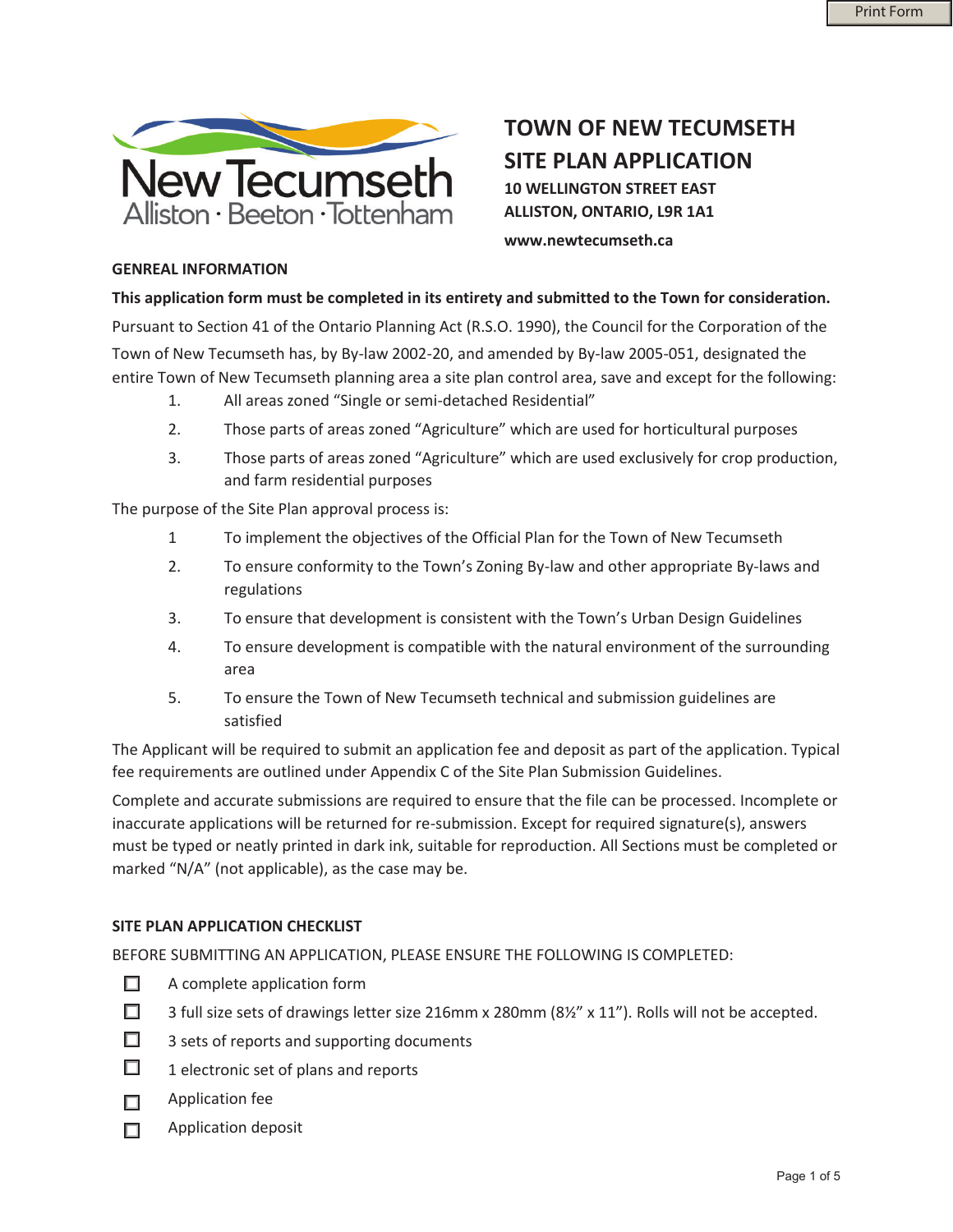# TOWN OF NEW TECUMSETH
# SITE PLAN APPLICATION

**10 WELLINGTON STREET EAST**
**ALLISTON, ONTARIO, L9R 1A1**

**www.newtecumseth.ca**

## GENREAL INFORMATION

**This application form must be completed in its entirety and submitted to the Town for consideration.**

Pursuant to Section 41 of the Ontario Planning Act (R.S.O. 1990), the Council for the Corporation of the Town of New Tecumseth has, by By-law 2002-20, and amended by By-law 2005-051, designated the entire Town of New Tecumseth planning area a site plan control area, save and except for the following:

1. All areas zoned "Single or semi-detached Residential"
2. Those parts of areas zoned "Agriculture" which are used for horticultural purposes
3. Those parts of areas zoned "Agriculture" which are used exclusively for crop production, and farm residential purposes

The purpose of the Site Plan approval process is:

1. To implement the objectives of the Official Plan for the Town of New Tecumseth
2. To ensure conformity to the Town's Zoning By-law and other appropriate By-laws and regulations
3. To ensure that development is consistent with the Town's Urban Design Guidelines
4. To ensure development is compatible with the natural environment of the surrounding area
5. To ensure the Town of New Tecumseth technical and submission guidelines are satisfied

The Applicant will be required to submit an application fee and deposit as part of the application. Typical fee requirements are outlined under Appendix C of the Site Plan Submission Guidelines.

Complete and accurate submissions are required to ensure that the file can be processed. Incomplete or inaccurate applications will be returned for re-submission. Except for required signature(s), answers must be typed or neatly printed in dark ink, suitable for reproduction. All Sections must be completed or marked "N/A" (not applicable), as the case may be.

## SITE PLAN APPLICATION CHECKLIST

BEFORE SUBMITTING AN APPLICATION, PLEASE ENSURE THE FOLLOWING IS COMPLETED:

- ☐ A complete application form
- ☐ 3 full size sets of drawings letter size 216mm x 280mm (8½" x 11"). Rolls will not be accepted.
- ☐ 3 sets of reports and supporting documents
- ☐ 1 electronic set of plans and reports
- ☐ Application fee
- ☐ Application deposit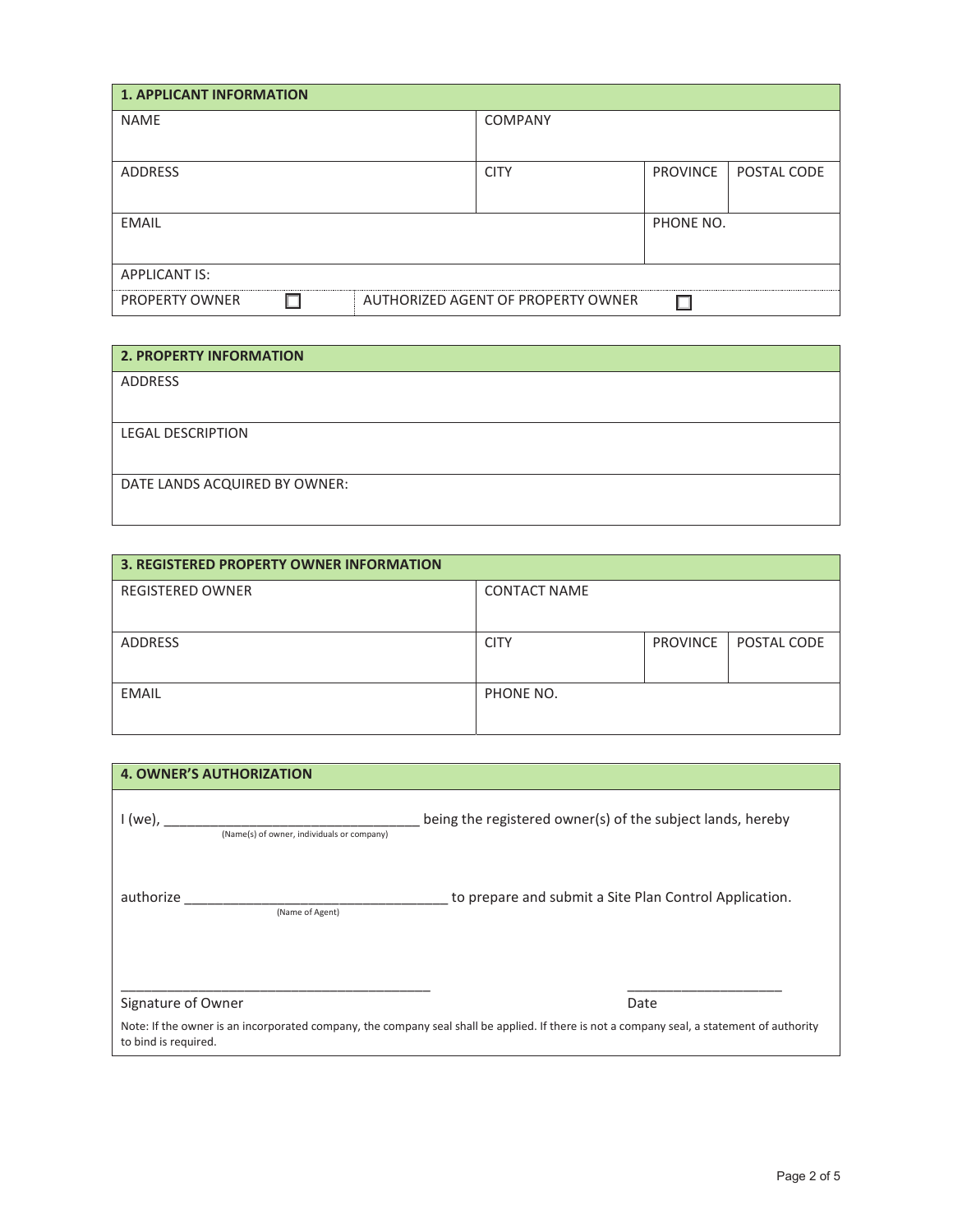## 1. APPLICANT INFORMATION

| NAME | COMPANY | | |
|---|---|---|---|
| ADDRESS | CITY | PROVINCE | POSTAL CODE |
| EMAIL | | PHONE NO. | |

APPLICANT IS:

| PROPERTY OWNER ☐ | AUTHORIZED AGENT OF PROPERTY OWNER ☐ |
|---|---|

## 2. PROPERTY INFORMATION

| ADDRESS |
|---|
| LEGAL DESCRIPTION |
| DATE LANDS ACQUIRED BY OWNER: |

## 3. REGISTERED PROPERTY OWNER INFORMATION

| REGISTERED OWNER | CONTACT NAME | | |
|---|---|---|---|
| ADDRESS | CITY | PROVINCE | POSTAL CODE |
| EMAIL | PHONE NO. | | |

## 4. OWNER'S AUTHORIZATION

I (we), ________________________________ being the registered owner(s) of the subject lands, hereby
(Name(s) of owner, individuals or company)

authorize _________________________________ to prepare and submit a Site Plan Control Application.
(Name of Agent)

_______________________________________ ____________________
Signature of Owner Date

Note: If the owner is an incorporated company, the company seal shall be applied. If there is not a company seal, a statement of authority to bind is required.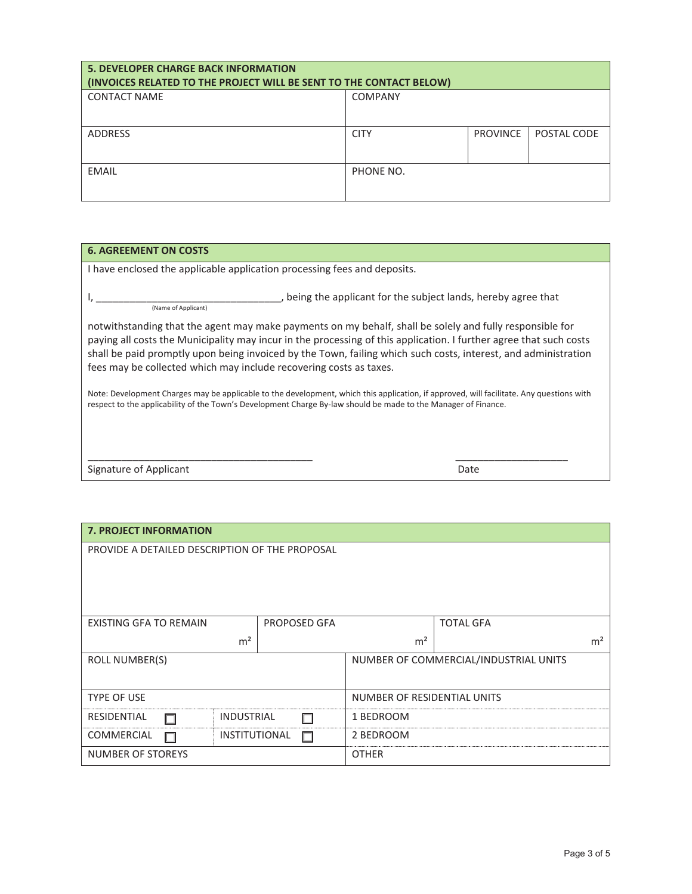| **5. DEVELOPER CHARGE BACK INFORMATION (INVOICES RELATED TO THE PROJECT WILL BE SENT TO THE CONTACT BELOW)** | | | |
|---|---|---|---|
| CONTACT NAME | COMPANY | | |
| ADDRESS | CITY | PROVINCE | POSTAL CODE |
| EMAIL | PHONE NO. | | |

**6. AGREEMENT ON COSTS**

I have enclosed the applicable application processing fees and deposits.

I, ___________________________________, being the applicant for the subject lands, hereby agree that
(Name of Applicant)

notwithstanding that the agent may make payments on my behalf, shall be solely and fully responsible for paying all costs the Municipality may incur in the processing of this application. I further agree that such costs shall be paid promptly upon being invoiced by the Town, failing which such costs, interest, and administration fees may be collected which may include recovering costs as taxes.

Note: Development Charges may be applicable to the development, which this application, if approved, will facilitate. Any questions with respect to the applicability of the Town's Development Charge By-law should be made to the Manager of Finance.

_________________________________________ Signature of Applicant

_____________________ Date

| **7. PROJECT INFORMATION** | | | | |
|---|---|---|---|---|
| PROVIDE A DETAILED DESCRIPTION OF THE PROPOSAL | | | | |
| EXISTING GFA TO REMAIN $m^2$ | | PROPOSED GFA $m^2$ | | TOTAL GFA $m^2$ |
| ROLL NUMBER(S) | | | NUMBER OF COMMERCIAL/INDUSTRIAL UNITS | |
| TYPE OF USE | | | NUMBER OF RESIDENTIAL UNITS | |
| RESIDENTIAL ☐ | INDUSTRIAL ☐ | | 1 BEDROOM | |
| COMMERCIAL ☐ | INSTITUTIONAL ☐ | | 2 BEDROOM | |
| NUMBER OF STOREYS | | | OTHER | |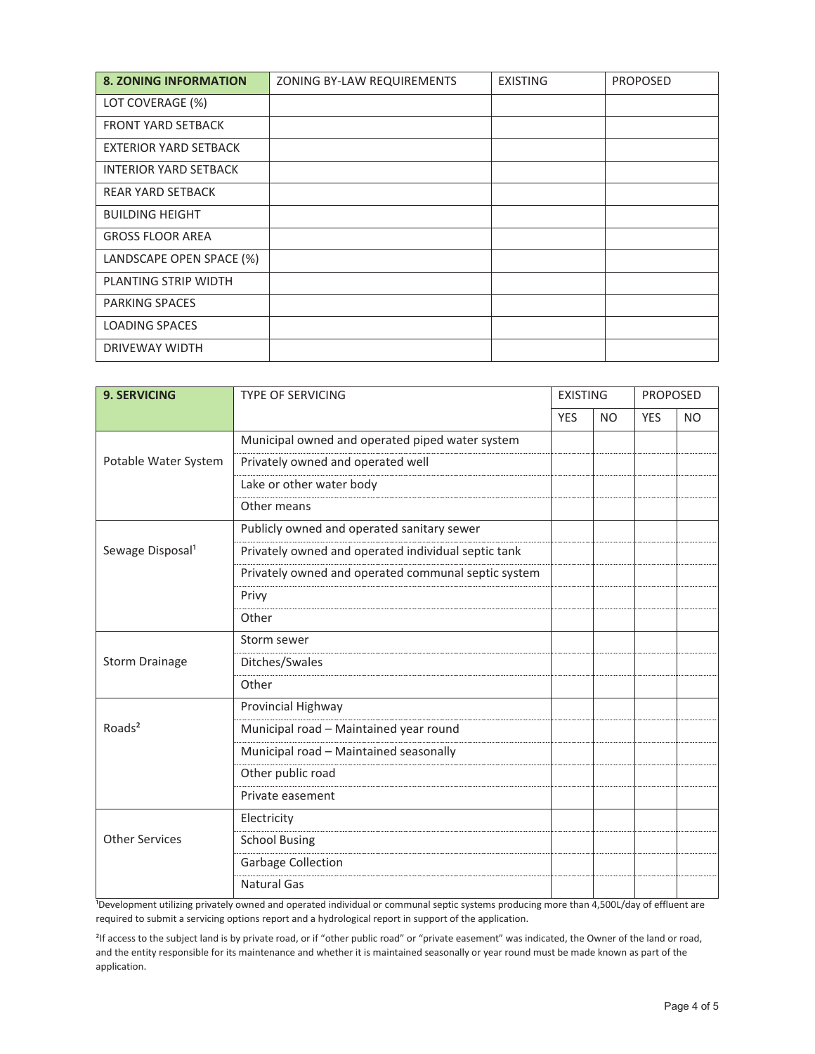| 8. ZONING INFORMATION | ZONING BY-LAW REQUIREMENTS | EXISTING | PROPOSED |
|---|---|---|---|
| LOT COVERAGE (%) | | | |
| FRONT YARD SETBACK | | | |
| EXTERIOR YARD SETBACK | | | |
| INTERIOR YARD SETBACK | | | |
| REAR YARD SETBACK | | | |
| BUILDING HEIGHT | | | |
| GROSS FLOOR AREA | | | |
| LANDSCAPE OPEN SPACE (%) | | | |
| PLANTING STRIP WIDTH | | | |
| PARKING SPACES | | | |
| LOADING SPACES | | | |
| DRIVEWAY WIDTH | | | |

| 9. SERVICING | TYPE OF SERVICING | EXISTING | | PROPOSED | |
|---|---|---|---|---|---|
| | | YES | NO | YES | NO |
| Potable Water System | Municipal owned and operated piped water system | | | | |
| | Privately owned and operated well | | | | |
| | Lake or other water body | | | | |
| | Other means | | | | |
| Sewage Disposal[1] | Publicly owned and operated sanitary sewer | | | | |
| | Privately owned and operated individual septic tank | | | | |
| | Privately owned and operated communal septic system | | | | |
| | Privy | | | | |
| | Other | | | | |
| Storm Drainage | Storm sewer | | | | |
| | Ditches/Swales | | | | |
| | Other | | | | |
| Roads[2] | Provincial Highway | | | | |
| | Municipal road – Maintained year round | | | | |
| | Municipal road – Maintained seasonally | | | | |
| | Other public road | | | | |
| | Private easement | | | | |
| Other Services | Electricity | | | | |
| | School Busing | | | | |
| | Garbage Collection | | | | |
| | Natural Gas | | | | |

[1]Development utilizing privately owned and operated individual or communal septic systems producing more than 4,500L/day of effluent are required to submit a servicing options report and a hydrological report in support of the application.

[2]If access to the subject land is by private road, or if "other public road" or "private easement" was indicated, the Owner of the land or road, and the entity responsible for its maintenance and whether it is maintained seasonally or year round must be made known as part of the application.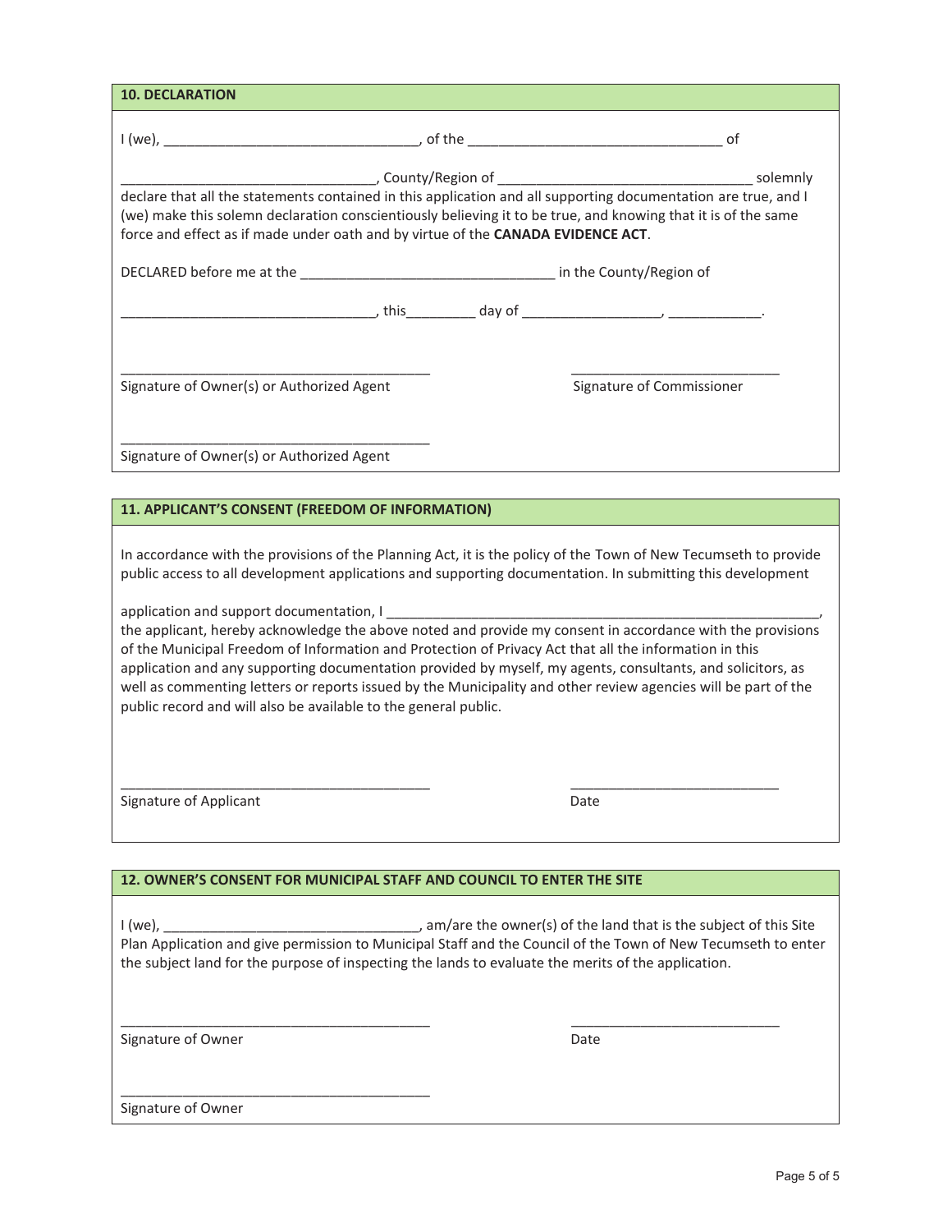## 10. DECLARATION

I (we), ________________________________, of the ________________________________ of

________________________________, County/Region of ________________________________ solemnly declare that all the statements contained in this application and all supporting documentation are true, and I (we) make this solemn declaration conscientiously believing it to be true, and knowing that it is of the same force and effect as if made under oath and by virtue of the **CANADA EVIDENCE ACT**.

DECLARED before me at the ________________________________ in the County/Region of

________________________________, this_________ day of _________________, ____________.

_______________________________________
Signature of Owner(s) or Authorized Agent

___________________________
Signature of Commissioner

_______________________________________
Signature of Owner(s) or Authorized Agent

## 11. APPLICANT'S CONSENT (FREEDOM OF INFORMATION)

In accordance with the provisions of the Planning Act, it is the policy of the Town of New Tecumseth to provide public access to all development applications and supporting documentation. In submitting this development

application and support documentation, I __________________________________________________________, the applicant, hereby acknowledge the above noted and provide my consent in accordance with the provisions of the Municipal Freedom of Information and Protection of Privacy Act that all the information in this application and any supporting documentation provided by myself, my agents, consultants, and solicitors, as well as commenting letters or reports issued by the Municipality and other review agencies will be part of the public record and will also be available to the general public.

_______________________________________
Signature of Applicant

___________________________
Date

## 12. OWNER'S CONSENT FOR MUNICIPAL STAFF AND COUNCIL TO ENTER THE SITE

I (we), ________________________________, am/are the owner(s) of the land that is the subject of this Site Plan Application and give permission to Municipal Staff and the Council of the Town of New Tecumseth to enter the subject land for the purpose of inspecting the lands to evaluate the merits of the application.

_______________________________________
Signature of Owner

___________________________
Date

_______________________________________
Signature of Owner